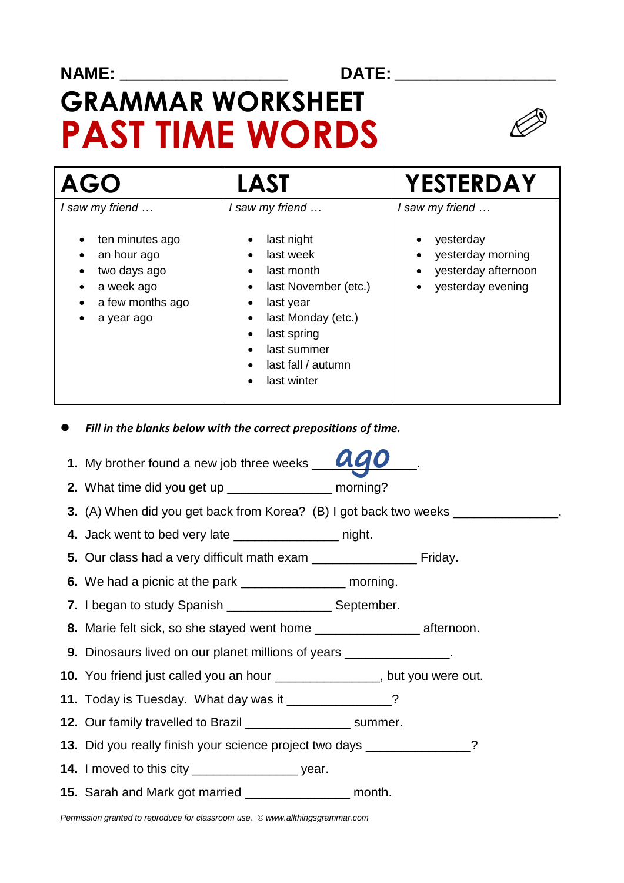NAME: ____________________ DATE: ____________________

# GRAMMAR WORKSHEET
# PAST TIME WORDS

| AGO | LAST | YESTERDAY |
|---|---|---|
| *I saw my friend …*<br><br>• ten minutes ago<br>• an hour ago<br>• two days ago<br>• a week ago<br>• a few months ago<br>• a year ago | *I saw my friend …*<br><br>• last night<br>• last week<br>• last month<br>• last November (etc.)<br>• last year<br>• last Monday (etc.)<br>• last spring<br>• last summer<br>• last fall / autumn<br>• last winter | *I saw my friend …*<br><br>• yesterday<br>• yesterday morning<br>• yesterday afternoon<br>• yesterday evening |

- ***Fill in the blanks below with the correct prepositions of time.***

1. My brother found a new job three weeks ___ago___.
2. What time did you get up _______________ morning?
3. (A) When did you get back from Korea? (B) I got back two weeks _______________.
4. Jack went to bed very late _______________ night.
5. Our class had a very difficult math exam _______________ Friday.
6. We had a picnic at the park _______________ morning.
7. I began to study Spanish _______________ September.
8. Marie felt sick, so she stayed went home _______________ afternoon.
9. Dinosaurs lived on our planet millions of years _______________.
10. You friend just called you an hour _______________, but you were out.
11. Today is Tuesday. What day was it _______________?
12. Our family travelled to Brazil _______________ summer.
13. Did you really finish your science project two days _______________?
14. I moved to this city _______________ year.
15. Sarah and Mark got married _______________ month.

*Permission granted to reproduce for classroom use. © www.allthingsgrammar.com*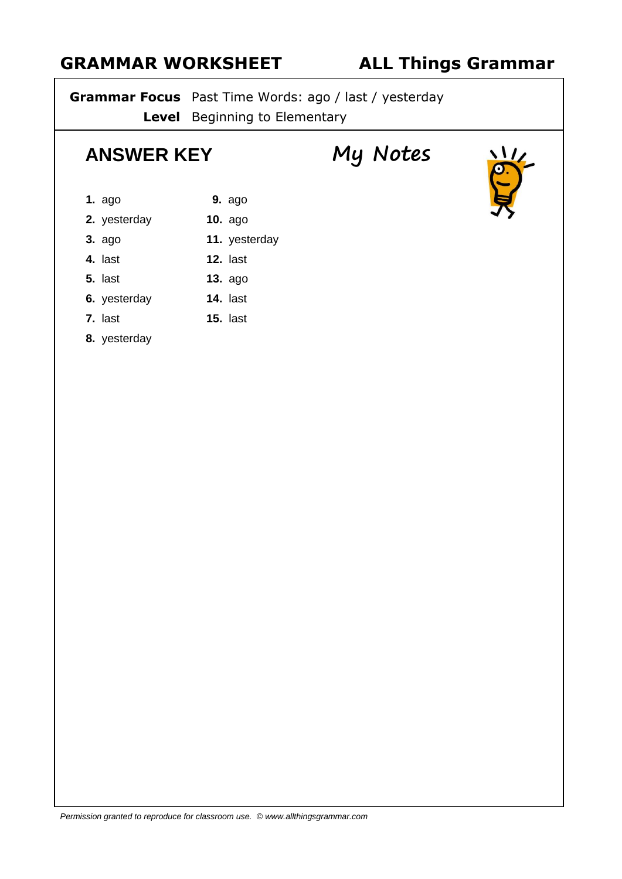# GRAMMAR WORKSHEET

## ALL Things Grammar

**Grammar Focus** Past Time Words: ago / last / yesterday

**Level** Beginning to Elementary

## ANSWER KEY

My Notes

1. ago
2. yesterday
3. ago
4. last
5. last
6. yesterday
7. last
8. yesterday
9. ago
10. ago
11. yesterday
12. last
13. ago
14. last
15. last

*Permission granted to reproduce for classroom use. © www.allthingsgrammar.com*